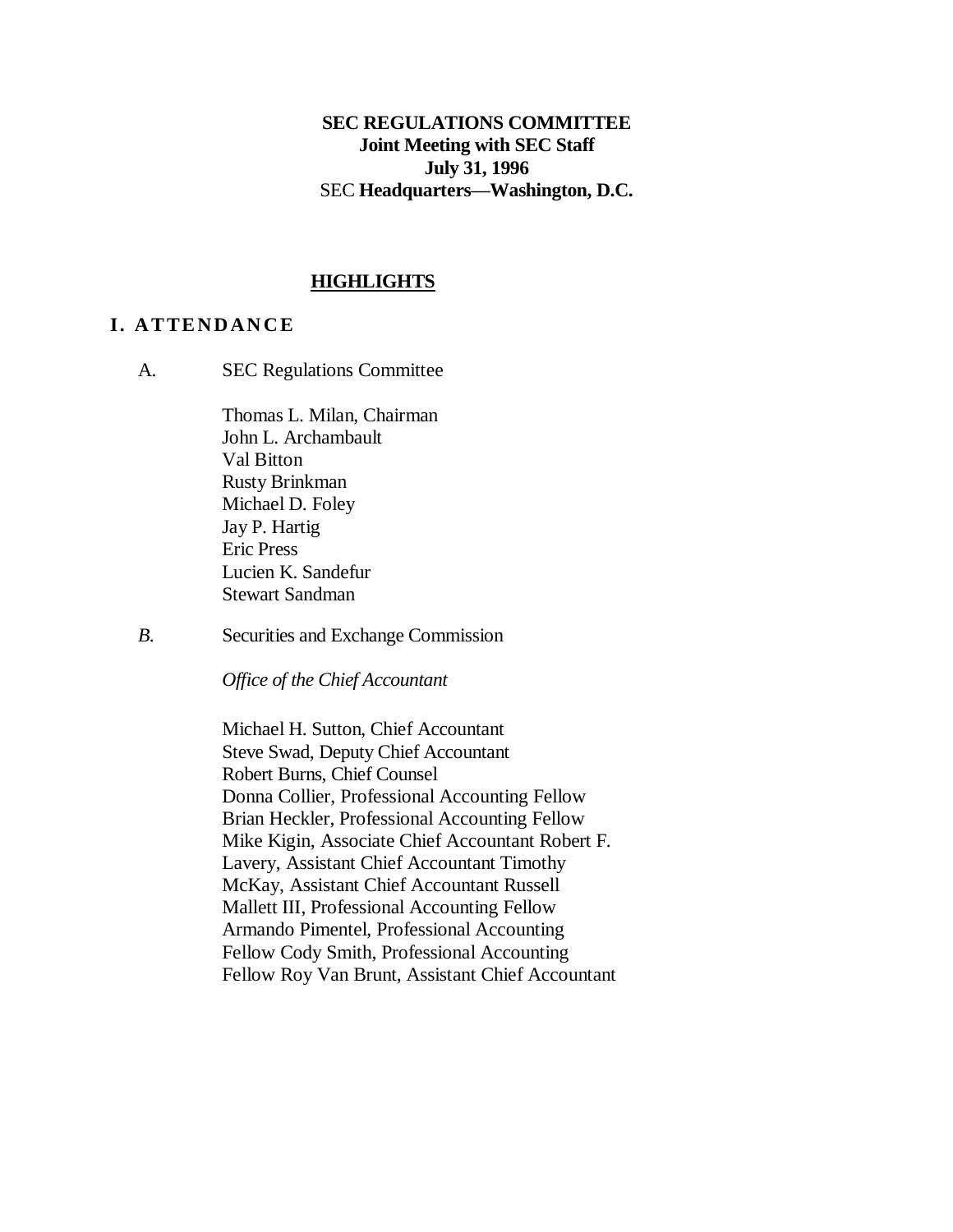**SEC REGULATIONS COMMITTEE**
**Joint Meeting with SEC Staff**
**July 31, 1996**
SEC **Headquarters—Washington, D.C.**

**HIGHLIGHTS**

## I. ATTENDANCE

A. SEC Regulations Committee

Thomas L. Milan, Chairman
John L. Archambault
Val Bitton
Rusty Brinkman
Michael D. Foley
Jay P. Hartig
Eric Press
Lucien K. Sandefur
Stewart Sandman

*B.* Securities and Exchange Commission

*Office of the Chief Accountant*

Michael H. Sutton, Chief Accountant
Steve Swad, Deputy Chief Accountant
Robert Burns, Chief Counsel
Donna Collier, Professional Accounting Fellow
Brian Heckler, Professional Accounting Fellow
Mike Kigin, Associate Chief Accountant
Robert F. Lavery, Assistant Chief Accountant
Timothy McKay, Assistant Chief Accountant
Russell Mallett III, Professional Accounting Fellow
Armando Pimentel, Professional Accounting Fellow
Cody Smith, Professional Accounting Fellow
Roy Van Brunt, Assistant Chief Accountant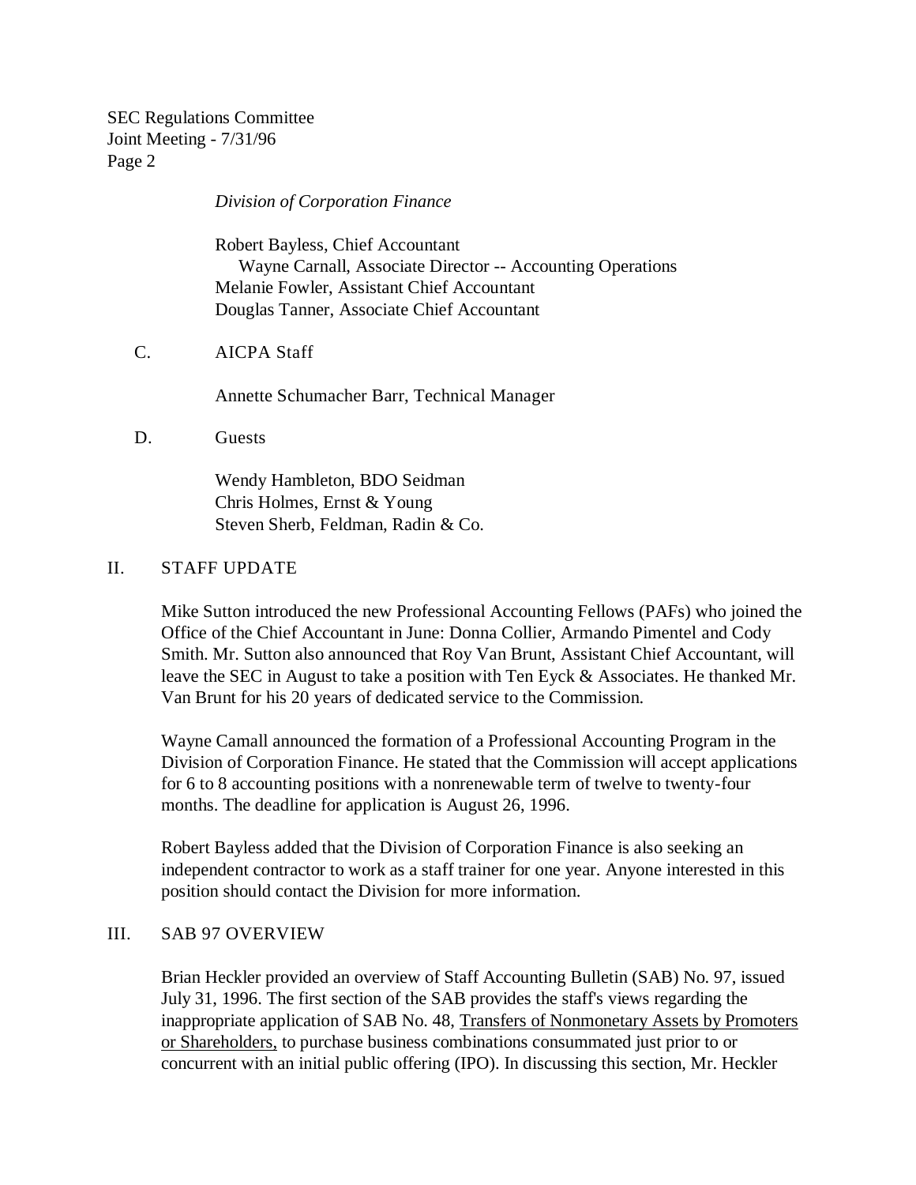*Division of Corporation Finance*

Robert Bayless, Chief Accountant
Wayne Carnall, Associate Director -- Accounting Operations
Melanie Fowler, Assistant Chief Accountant
Douglas Tanner, Associate Chief Accountant

C. AICPA Staff

Annette Schumacher Barr, Technical Manager

D. Guests

Wendy Hambleton, BDO Seidman
Chris Holmes, Ernst & Young
Steven Sherb, Feldman, Radin & Co.

## II. STAFF UPDATE

Mike Sutton introduced the new Professional Accounting Fellows (PAFs) who joined the Office of the Chief Accountant in June: Donna Collier, Armando Pimentel and Cody Smith. Mr. Sutton also announced that Roy Van Brunt, Assistant Chief Accountant, will leave the SEC in August to take a position with Ten Eyck & Associates. He thanked Mr. Van Brunt for his 20 years of dedicated service to the Commission.

Wayne Camall announced the formation of a Professional Accounting Program in the Division of Corporation Finance. He stated that the Commission will accept applications for 6 to 8 accounting positions with a nonrenewable term of twelve to twenty-four months. The deadline for application is August 26, 1996.

Robert Bayless added that the Division of Corporation Finance is also seeking an independent contractor to work as a staff trainer for one year. Anyone interested in this position should contact the Division for more information.

## III. SAB 97 OVERVIEW

Brian Heckler provided an overview of Staff Accounting Bulletin (SAB) No. 97, issued July 31, 1996. The first section of the SAB provides the staff's views regarding the inappropriate application of SAB No. 48, Transfers of Nonmonetary Assets by Promoters or Shareholders, to purchase business combinations consummated just prior to or concurrent with an initial public offering (IPO). In discussing this section, Mr. Heckler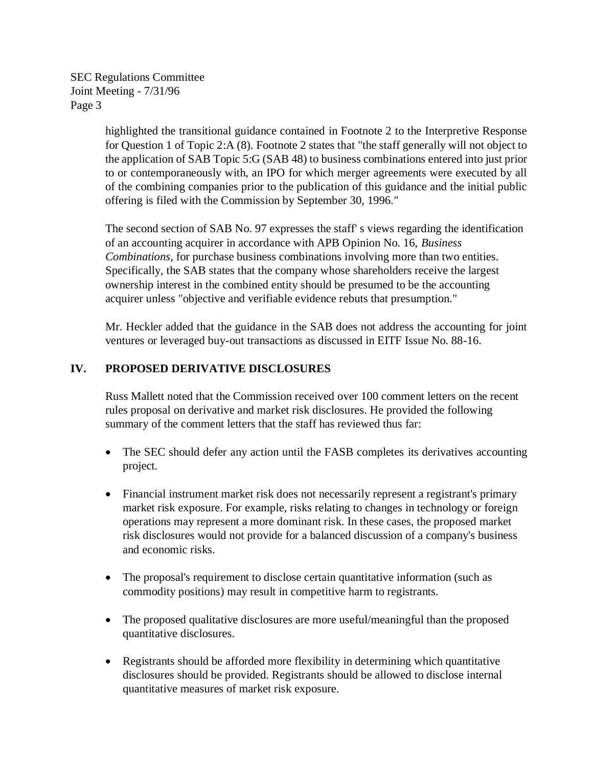highlighted the transitional guidance contained in Footnote 2 to the Interpretive Response for Question 1 of Topic 2:A (8). Footnote 2 states that "the staff generally will not object to the application of SAB Topic 5:G (SAB 48) to business combinations entered into just prior to or contemporaneously with, an IPO for which merger agreements were executed by all of the combining companies prior to the publication of this guidance and the initial public offering is filed with the Commission by September 30, 1996."

The second section of SAB No. 97 expresses the staff' s views regarding the identification of an accounting acquirer in accordance with APB Opinion No. 16, *Business Combinations,* for purchase business combinations involving more than two entities. Specifically, the SAB states that the company whose shareholders receive the largest ownership interest in the combined entity should be presumed to be the accounting acquirer unless "objective and verifiable evidence rebuts that presumption."

Mr. Heckler added that the guidance in the SAB does not address the accounting for joint ventures or leveraged buy-out transactions as discussed in EITF Issue No. 88-16.

## IV. PROPOSED DERIVATIVE DISCLOSURES

Russ Mallett noted that the Commission received over 100 comment letters on the recent rules proposal on derivative and market risk disclosures. He provided the following summary of the comment letters that the staff has reviewed thus far:

- The SEC should defer any action until the FASB completes its derivatives accounting project.
- Financial instrument market risk does not necessarily represent a registrant's primary market risk exposure. For example, risks relating to changes in technology or foreign operations may represent a more dominant risk. In these cases, the proposed market risk disclosures would not provide for a balanced discussion of a company's business and economic risks.
- The proposal's requirement to disclose certain quantitative information (such as commodity positions) may result in competitive harm to registrants.
- The proposed qualitative disclosures are more useful/meaningful than the proposed quantitative disclosures.
- Registrants should be afforded more flexibility in determining which quantitative disclosures should be provided. Registrants should be allowed to disclose internal quantitative measures of market risk exposure.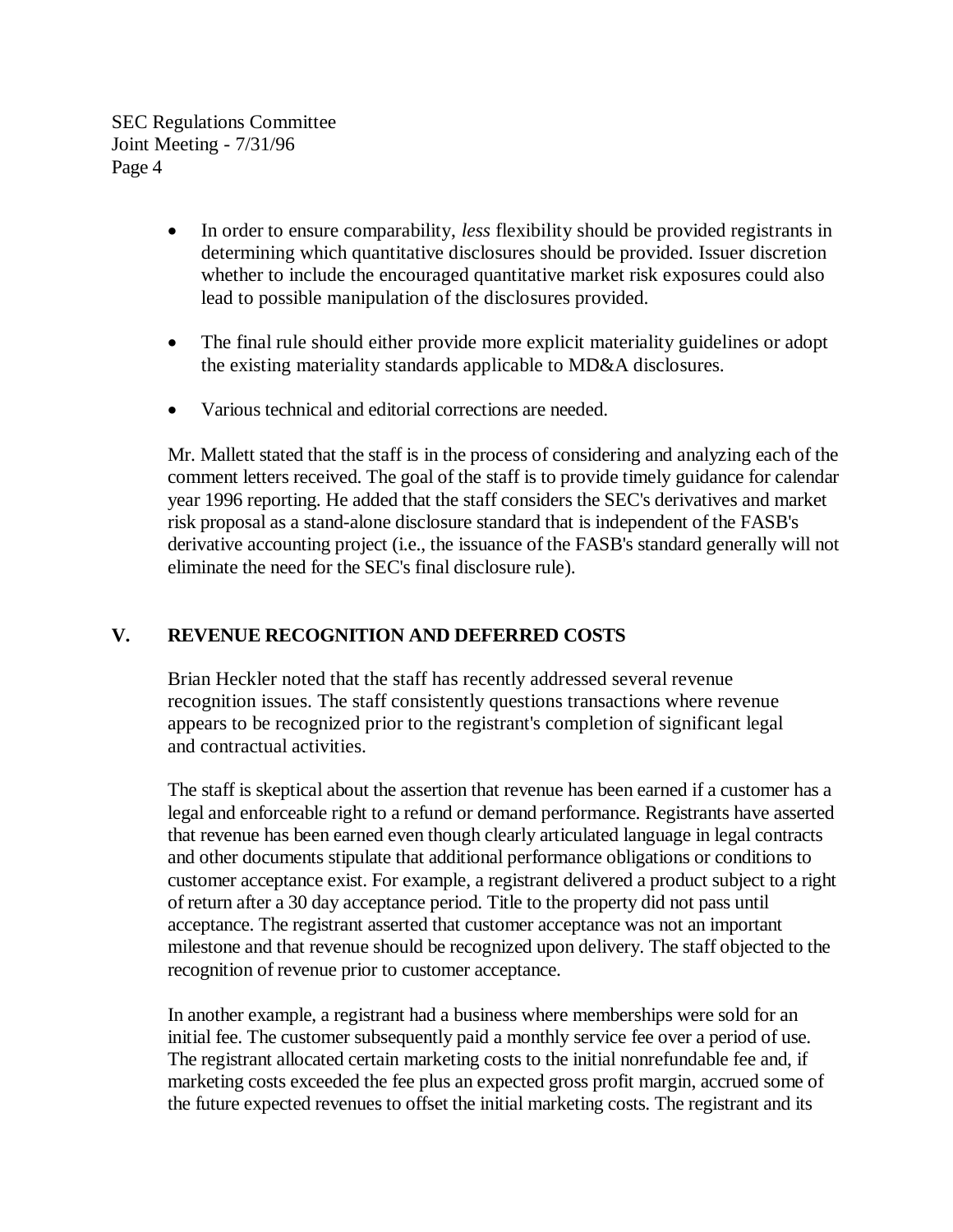- In order to ensure comparability, *less* flexibility should be provided registrants in determining which quantitative disclosures should be provided. Issuer discretion whether to include the encouraged quantitative market risk exposures could also lead to possible manipulation of the disclosures provided.

- The final rule should either provide more explicit materiality guidelines or adopt the existing materiality standards applicable to MD&A disclosures.

- Various technical and editorial corrections are needed.

Mr. Mallett stated that the staff is in the process of considering and analyzing each of the comment letters received. The goal of the staff is to provide timely guidance for calendar year 1996 reporting. He added that the staff considers the SEC's derivatives and market risk proposal as a stand-alone disclosure standard that is independent of the FASB's derivative accounting project (i.e., the issuance of the FASB's standard generally will not eliminate the need for the SEC's final disclosure rule).

## V. REVENUE RECOGNITION AND DEFERRED COSTS

Brian Heckler noted that the staff has recently addressed several revenue recognition issues. The staff consistently questions transactions where revenue appears to be recognized prior to the registrant's completion of significant legal and contractual activities.

The staff is skeptical about the assertion that revenue has been earned if a customer has a legal and enforceable right to a refund or demand performance. Registrants have asserted that revenue has been earned even though clearly articulated language in legal contracts and other documents stipulate that additional performance obligations or conditions to customer acceptance exist. For example, a registrant delivered a product subject to a right of return after a 30 day acceptance period. Title to the property did not pass until acceptance. The registrant asserted that customer acceptance was not an important milestone and that revenue should be recognized upon delivery. The staff objected to the recognition of revenue prior to customer acceptance.

In another example, a registrant had a business where memberships were sold for an initial fee. The customer subsequently paid a monthly service fee over a period of use. The registrant allocated certain marketing costs to the initial nonrefundable fee and, if marketing costs exceeded the fee plus an expected gross profit margin, accrued some of the future expected revenues to offset the initial marketing costs. The registrant and its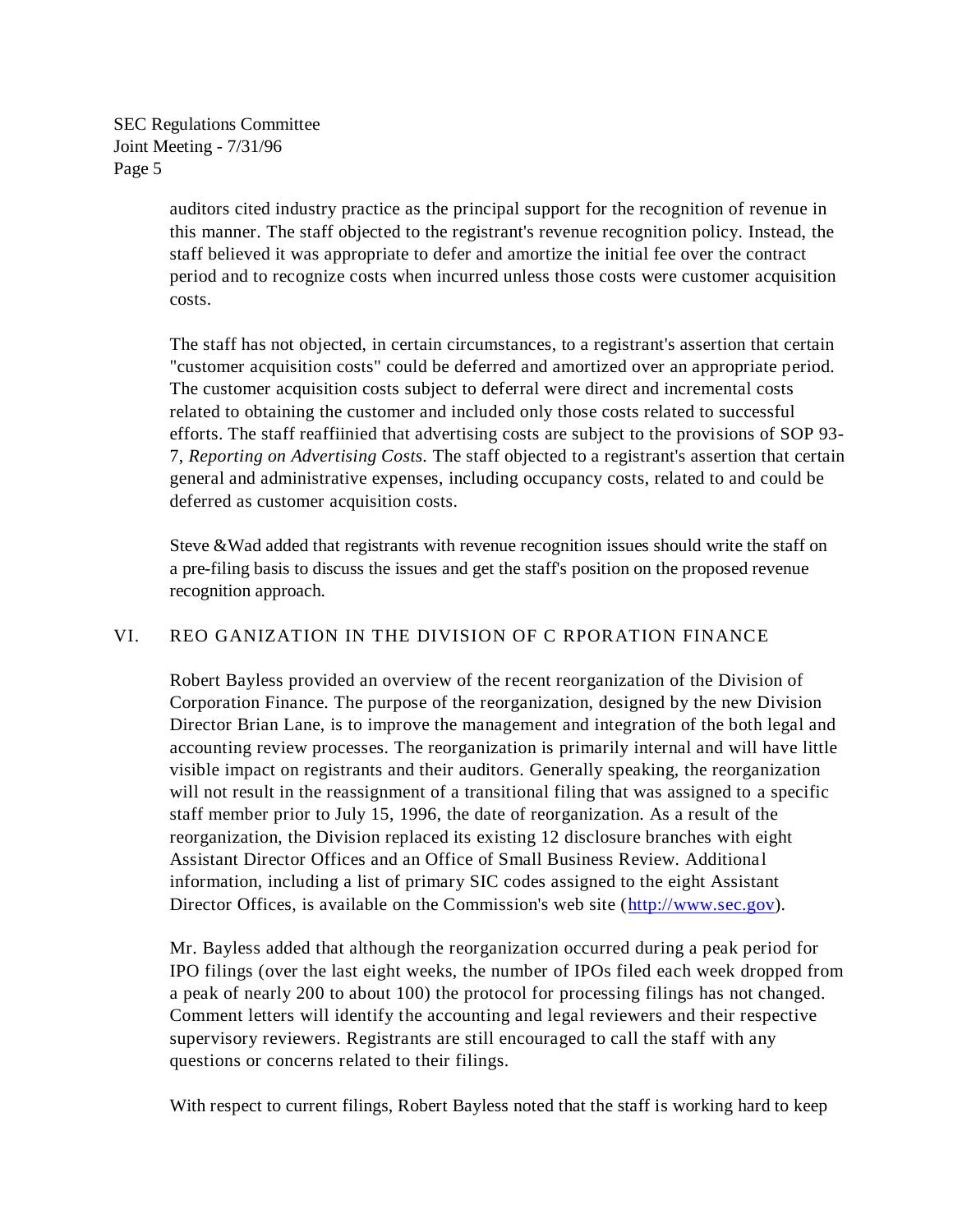auditors cited industry practice as the principal support for the recognition of revenue in this manner. The staff objected to the registrant's revenue recognition policy. Instead, the staff believed it was appropriate to defer and amortize the initial fee over the contract period and to recognize costs when incurred unless those costs were customer acquisition costs.

The staff has not objected, in certain circumstances, to a registrant's assertion that certain "customer acquisition costs" could be deferred and amortized over an appropriate period. The customer acquisition costs subject to deferral were direct and incremental costs related to obtaining the customer and included only those costs related to successful efforts. The staff reaffiinied that advertising costs are subject to the provisions of SOP 93-7, *Reporting on Advertising Costs.* The staff objected to a registrant's assertion that certain general and administrative expenses, including occupancy costs, related to and could be deferred as customer acquisition costs.

Steve &Wad added that registrants with revenue recognition issues should write the staff on a pre-filing basis to discuss the issues and get the staff's position on the proposed revenue recognition approach.

## VI. REO GANIZATION IN THE DIVISION OF C RPORATION FINANCE

Robert Bayless provided an overview of the recent reorganization of the Division of Corporation Finance. The purpose of the reorganization, designed by the new Division Director Brian Lane, is to improve the management and integration of the both legal and accounting review processes. The reorganization is primarily internal and will have little visible impact on registrants and their auditors. Generally speaking, the reorganization will not result in the reassignment of a transitional filing that was assigned to a specific staff member prior to July 15, 1996, the date of reorganization. As a result of the reorganization, the Division replaced its existing 12 disclosure branches with eight Assistant Director Offices and an Office of Small Business Review. Additional information, including a list of primary SIC codes assigned to the eight Assistant Director Offices, is available on the Commission's web site (http://www.sec.gov).

Mr. Bayless added that although the reorganization occurred during a peak period for IPO filings (over the last eight weeks, the number of IPOs filed each week dropped from a peak of nearly 200 to about 100) the protocol for processing filings has not changed. Comment letters will identify the accounting and legal reviewers and their respective supervisory reviewers. Registrants are still encouraged to call the staff with any questions or concerns related to their filings.

With respect to current filings, Robert Bayless noted that the staff is working hard to keep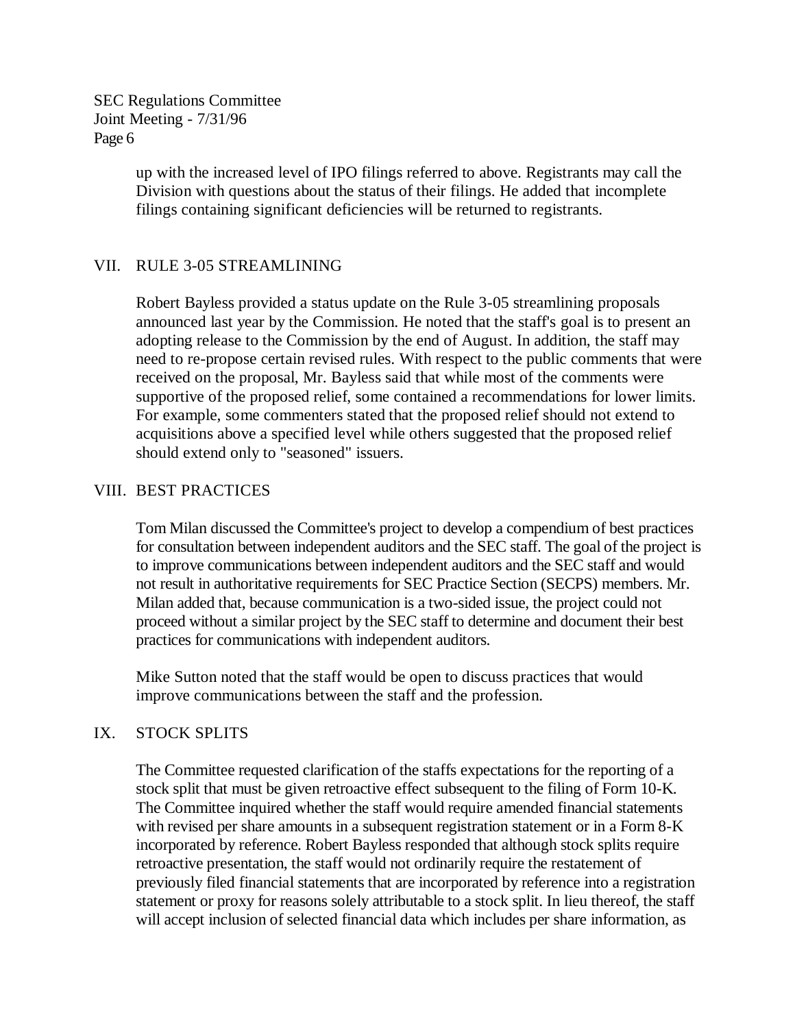up with the increased level of IPO filings referred to above. Registrants may call the Division with questions about the status of their filings. He added that incomplete filings containing significant deficiencies will be returned to registrants.

## VII. RULE 3-05 STREAMLINING

Robert Bayless provided a status update on the Rule 3-05 streamlining proposals announced last year by the Commission. He noted that the staff's goal is to present an adopting release to the Commission by the end of August. In addition, the staff may need to re-propose certain revised rules. With respect to the public comments that were received on the proposal, Mr. Bayless said that while most of the comments were supportive of the proposed relief, some contained a recommendations for lower limits. For example, some commenters stated that the proposed relief should not extend to acquisitions above a specified level while others suggested that the proposed relief should extend only to "seasoned" issuers.

## VIII. BEST PRACTICES

Tom Milan discussed the Committee's project to develop a compendium of best practices for consultation between independent auditors and the SEC staff. The goal of the project is to improve communications between independent auditors and the SEC staff and would not result in authoritative requirements for SEC Practice Section (SECPS) members. Mr. Milan added that, because communication is a two-sided issue, the project could not proceed without a similar project by the SEC staff to determine and document their best practices for communications with independent auditors.

Mike Sutton noted that the staff would be open to discuss practices that would improve communications between the staff and the profession.

## IX. STOCK SPLITS

The Committee requested clarification of the staffs expectations for the reporting of a stock split that must be given retroactive effect subsequent to the filing of Form 10-K. The Committee inquired whether the staff would require amended financial statements with revised per share amounts in a subsequent registration statement or in a Form 8-K incorporated by reference. Robert Bayless responded that although stock splits require retroactive presentation, the staff would not ordinarily require the restatement of previously filed financial statements that are incorporated by reference into a registration statement or proxy for reasons solely attributable to a stock split. In lieu thereof, the staff will accept inclusion of selected financial data which includes per share information, as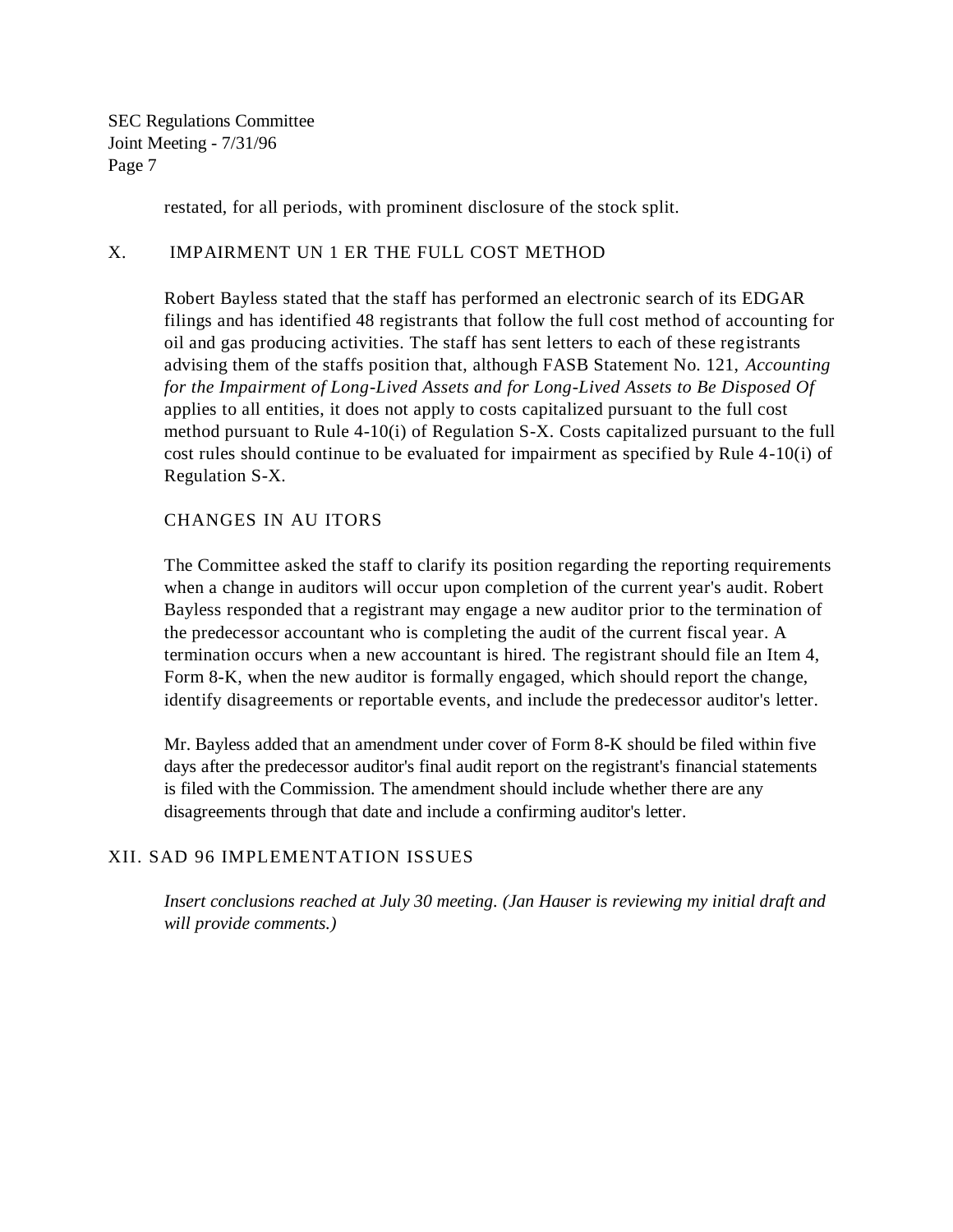restated, for all periods, with prominent disclosure of the stock split.

## X. IMPAIRMENT UN 1 ER THE FULL COST METHOD

Robert Bayless stated that the staff has performed an electronic search of its EDGAR filings and has identified 48 registrants that follow the full cost method of accounting for oil and gas producing activities. The staff has sent letters to each of these registrants advising them of the staffs position that, although FASB Statement No. 121, *Accounting for the Impairment of Long-Lived Assets and for Long-Lived Assets to Be Disposed Of* applies to all entities, it does not apply to costs capitalized pursuant to the full cost method pursuant to Rule 4-10(i) of Regulation S-X. Costs capitalized pursuant to the full cost rules should continue to be evaluated for impairment as specified by Rule 4-10(i) of Regulation S-X.

## CHANGES IN AU ITORS

The Committee asked the staff to clarify its position regarding the reporting requirements when a change in auditors will occur upon completion of the current year's audit. Robert Bayless responded that a registrant may engage a new auditor prior to the termination of the predecessor accountant who is completing the audit of the current fiscal year. A termination occurs when a new accountant is hired. The registrant should file an Item 4, Form 8-K, when the new auditor is formally engaged, which should report the change, identify disagreements or reportable events, and include the predecessor auditor's letter.

Mr. Bayless added that an amendment under cover of Form 8-K should be filed within five days after the predecessor auditor's final audit report on the registrant's financial statements is filed with the Commission. The amendment should include whether there are any disagreements through that date and include a confirming auditor's letter.

## XII. SAD 96 IMPLEMENTATION ISSUES

*Insert conclusions reached at July 30 meeting. (Jan Hauser is reviewing my initial draft and will provide comments.)*